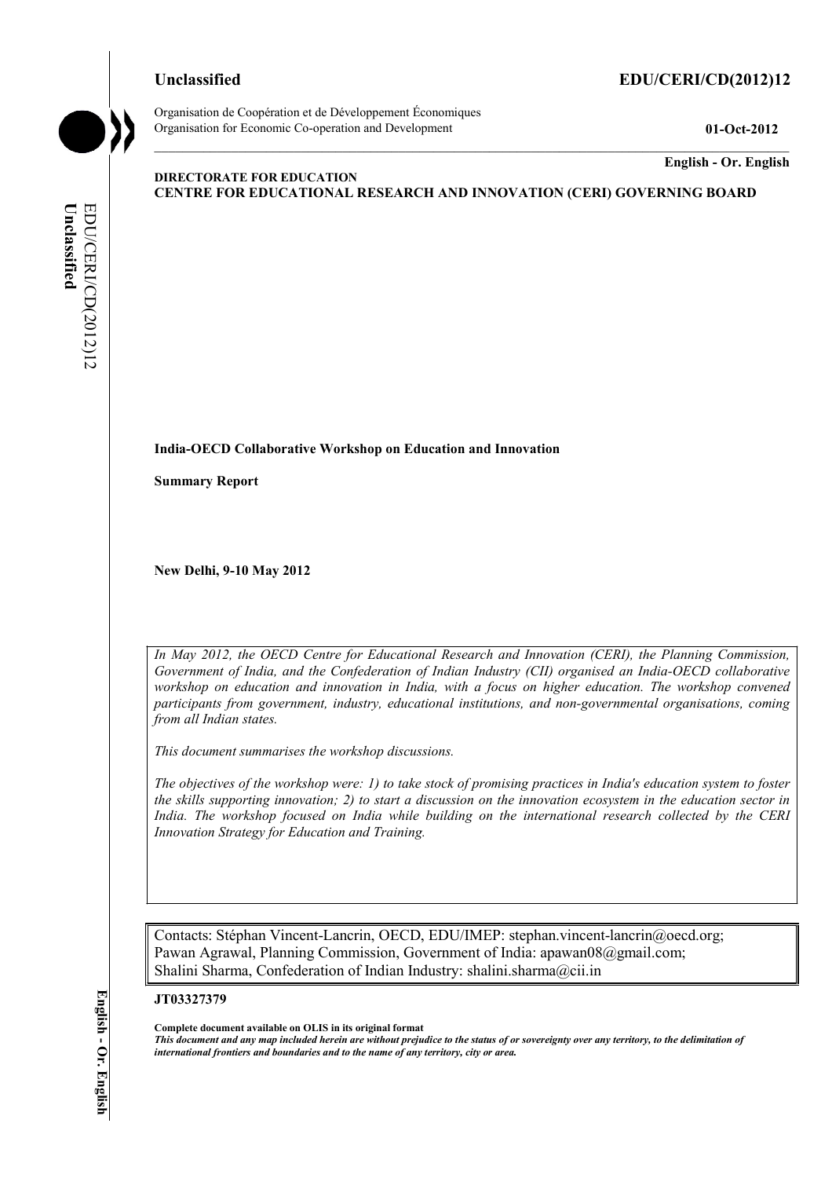**Unclassified** **EDU/CERI/CD(2012)12**

Organisation de Coopération et de Développement Économiques
Organisation for Economic Co-operation and Development **01-Oct-2012**

**English - Or. English**

**DIRECTORATE FOR EDUCATION**
**CENTRE FOR EDUCATIONAL RESEARCH AND INNOVATION (CERI) GOVERNING BOARD**

**India-OECD Collaborative Workshop on Education and Innovation**

**Summary Report**

**New Delhi, 9-10 May 2012**

*In May 2012, the OECD Centre for Educational Research and Innovation (CERI), the Planning Commission, Government of India, and the Confederation of Indian Industry (CII) organised an India-OECD collaborative workshop on education and innovation in India, with a focus on higher education. The workshop convened participants from government, industry, educational institutions, and non-governmental organisations, coming from all Indian states.*

*This document summarises the workshop discussions.*

*The objectives of the workshop were: 1) to take stock of promising practices in India's education system to foster the skills supporting innovation; 2) to start a discussion on the innovation ecosystem in the education sector in India. The workshop focused on India while building on the international research collected by the CERI Innovation Strategy for Education and Training.*

Contacts: Stéphan Vincent-Lancrin, OECD, EDU/IMEP: stephan.vincent-lancrin@oecd.org;
Pawan Agrawal, Planning Commission, Government of India: apawan08@gmail.com;
Shalini Sharma, Confederation of Indian Industry: shalini.sharma@cii.in

**JT03327379**

**Complete document available on OLIS in its original format**
***This document and any map included herein are without prejudice to the status of or sovereignty over any territory, to the delimitation of international frontiers and boundaries and to the name of any territory, city or area.***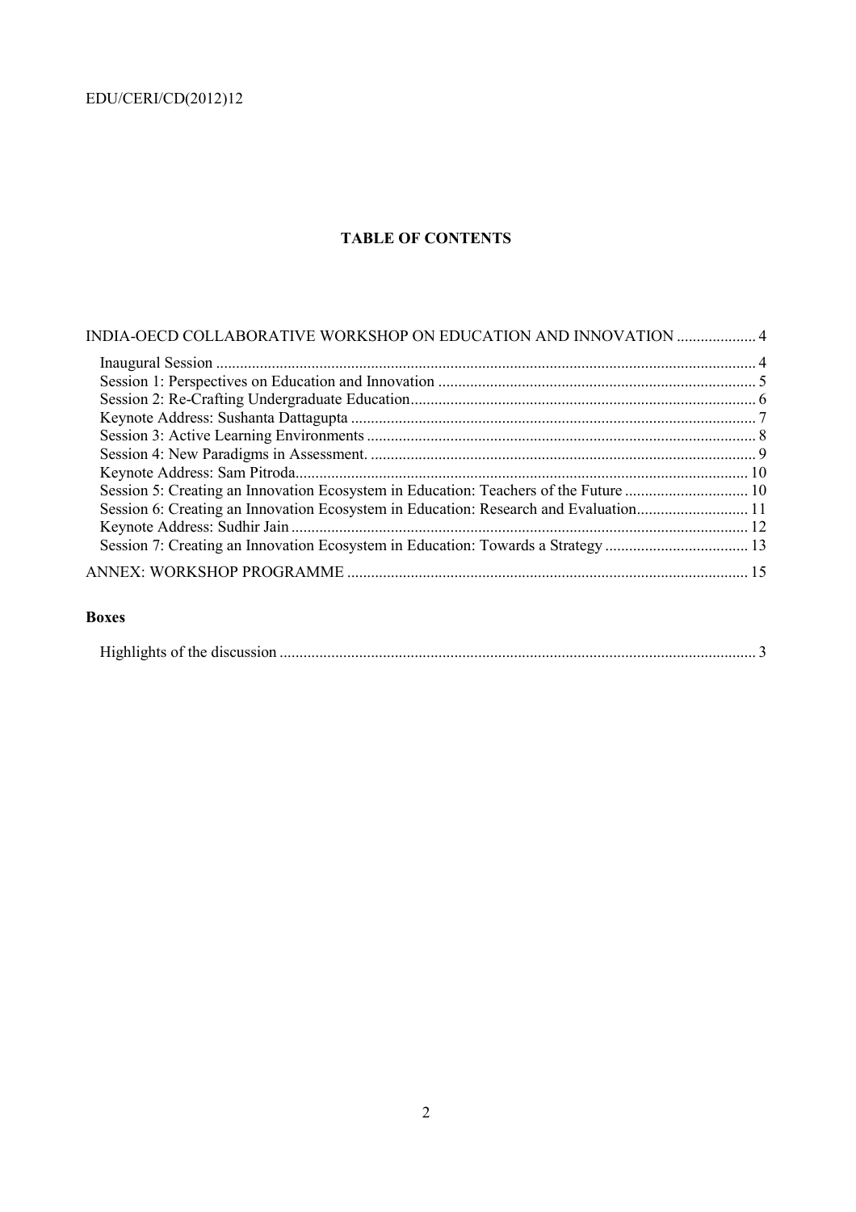## TABLE OF CONTENTS

INDIA-OECD COLLABORATIVE WORKSHOP ON EDUCATION AND INNOVATION .................... 4

- Inaugural Session ........................................................................................................................ 4
- Session 1: Perspectives on Education and Innovation ............................................................... 5
- Session 2: Re-Crafting Undergraduate Education...................................................................... 6
- Keynote Address: Sushanta Dattagupta ..................................................................................... 7
- Session 3: Active Learning Environments ................................................................................. 8
- Session 4: New Paradigms in Assessment. ................................................................................ 9
- Keynote Address: Sam Pitroda................................................................................................. 10
- Session 5: Creating an Innovation Ecosystem in Education: Teachers of the Future ............... 10
- Session 6: Creating an Innovation Ecosystem in Education: Research and Evaluation............ 11
- Keynote Address: Sudhir Jain .................................................................................................. 12
- Session 7: Creating an Innovation Ecosystem in Education: Towards a Strategy .................... 13

ANNEX: WORKSHOP PROGRAMME .................................................................................... 15

**Boxes**

- Highlights of the discussion ....................................................................................................... 3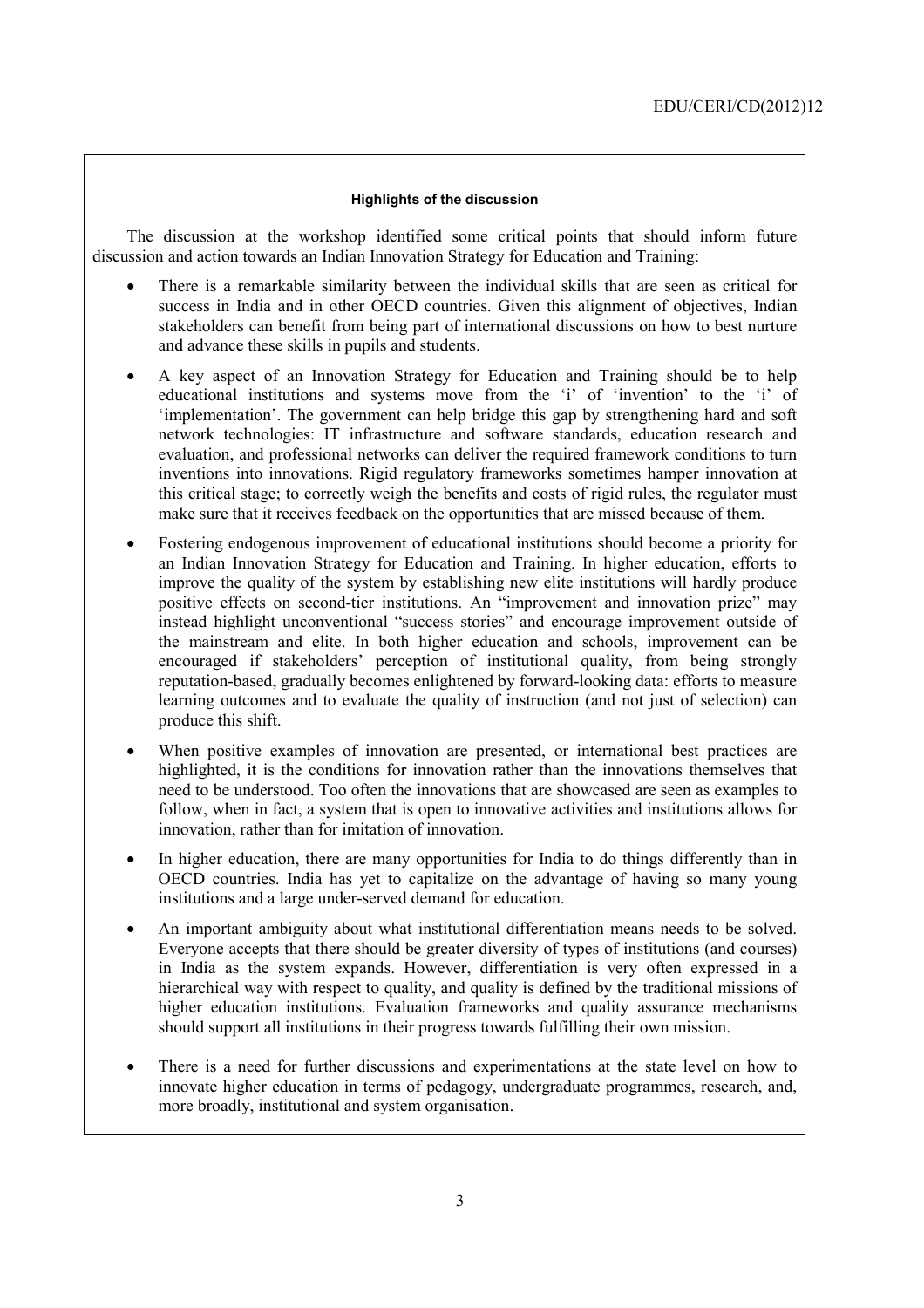**Highlights of the discussion**

The discussion at the workshop identified some critical points that should inform future discussion and action towards an Indian Innovation Strategy for Education and Training:

- There is a remarkable similarity between the individual skills that are seen as critical for success in India and in other OECD countries. Given this alignment of objectives, Indian stakeholders can benefit from being part of international discussions on how to best nurture and advance these skills in pupils and students.
- A key aspect of an Innovation Strategy for Education and Training should be to help educational institutions and systems move from the 'i' of 'invention' to the 'i' of 'implementation'. The government can help bridge this gap by strengthening hard and soft network technologies: IT infrastructure and software standards, education research and evaluation, and professional networks can deliver the required framework conditions to turn inventions into innovations. Rigid regulatory frameworks sometimes hamper innovation at this critical stage; to correctly weigh the benefits and costs of rigid rules, the regulator must make sure that it receives feedback on the opportunities that are missed because of them.
- Fostering endogenous improvement of educational institutions should become a priority for an Indian Innovation Strategy for Education and Training. In higher education, efforts to improve the quality of the system by establishing new elite institutions will hardly produce positive effects on second-tier institutions. An "improvement and innovation prize" may instead highlight unconventional "success stories" and encourage improvement outside of the mainstream and elite. In both higher education and schools, improvement can be encouraged if stakeholders' perception of institutional quality, from being strongly reputation-based, gradually becomes enlightened by forward-looking data: efforts to measure learning outcomes and to evaluate the quality of instruction (and not just of selection) can produce this shift.
- When positive examples of innovation are presented, or international best practices are highlighted, it is the conditions for innovation rather than the innovations themselves that need to be understood. Too often the innovations that are showcased are seen as examples to follow, when in fact, a system that is open to innovative activities and institutions allows for innovation, rather than for imitation of innovation.
- In higher education, there are many opportunities for India to do things differently than in OECD countries. India has yet to capitalize on the advantage of having so many young institutions and a large under-served demand for education.
- An important ambiguity about what institutional differentiation means needs to be solved. Everyone accepts that there should be greater diversity of types of institutions (and courses) in India as the system expands. However, differentiation is very often expressed in a hierarchical way with respect to quality, and quality is defined by the traditional missions of higher education institutions. Evaluation frameworks and quality assurance mechanisms should support all institutions in their progress towards fulfilling their own mission.
- There is a need for further discussions and experimentations at the state level on how to innovate higher education in terms of pedagogy, undergraduate programmes, research, and, more broadly, institutional and system organisation.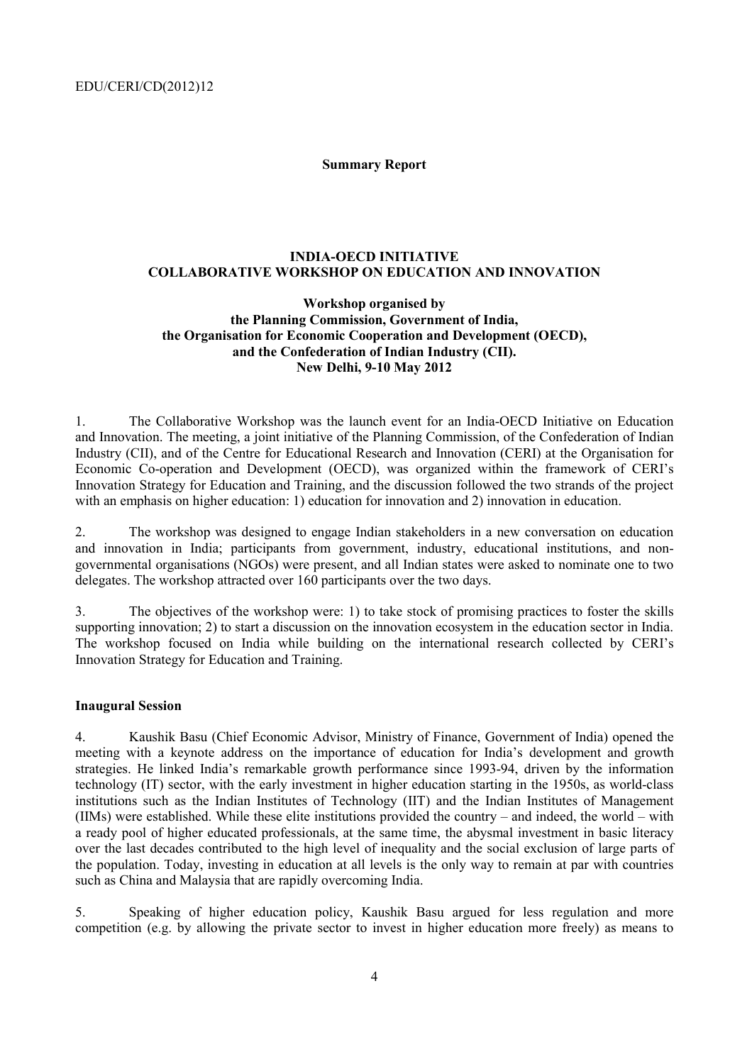**Summary Report**

**INDIA-OECD INITIATIVE**
**COLLABORATIVE WORKSHOP ON EDUCATION AND INNOVATION**

**Workshop organised by**
**the Planning Commission, Government of India,**
**the Organisation for Economic Cooperation and Development (OECD),**
**and the Confederation of Indian Industry (CII).**
**New Delhi, 9-10 May 2012**

1. The Collaborative Workshop was the launch event for an India-OECD Initiative on Education and Innovation. The meeting, a joint initiative of the Planning Commission, of the Confederation of Indian Industry (CII), and of the Centre for Educational Research and Innovation (CERI) at the Organisation for Economic Co-operation and Development (OECD), was organized within the framework of CERI's Innovation Strategy for Education and Training, and the discussion followed the two strands of the project with an emphasis on higher education: 1) education for innovation and 2) innovation in education.

2. The workshop was designed to engage Indian stakeholders in a new conversation on education and innovation in India; participants from government, industry, educational institutions, and non-governmental organisations (NGOs) were present, and all Indian states were asked to nominate one to two delegates. The workshop attracted over 160 participants over the two days.

3. The objectives of the workshop were: 1) to take stock of promising practices to foster the skills supporting innovation; 2) to start a discussion on the innovation ecosystem in the education sector in India. The workshop focused on India while building on the international research collected by CERI's Innovation Strategy for Education and Training.

**Inaugural Session**

4. Kaushik Basu (Chief Economic Advisor, Ministry of Finance, Government of India) opened the meeting with a keynote address on the importance of education for India's development and growth strategies. He linked India's remarkable growth performance since 1993-94, driven by the information technology (IT) sector, with the early investment in higher education starting in the 1950s, as world-class institutions such as the Indian Institutes of Technology (IIT) and the Indian Institutes of Management (IIMs) were established. While these elite institutions provided the country – and indeed, the world – with a ready pool of higher educated professionals, at the same time, the abysmal investment in basic literacy over the last decades contributed to the high level of inequality and the social exclusion of large parts of the population. Today, investing in education at all levels is the only way to remain at par with countries such as China and Malaysia that are rapidly overcoming India.

5. Speaking of higher education policy, Kaushik Basu argued for less regulation and more competition (e.g. by allowing the private sector to invest in higher education more freely) as means to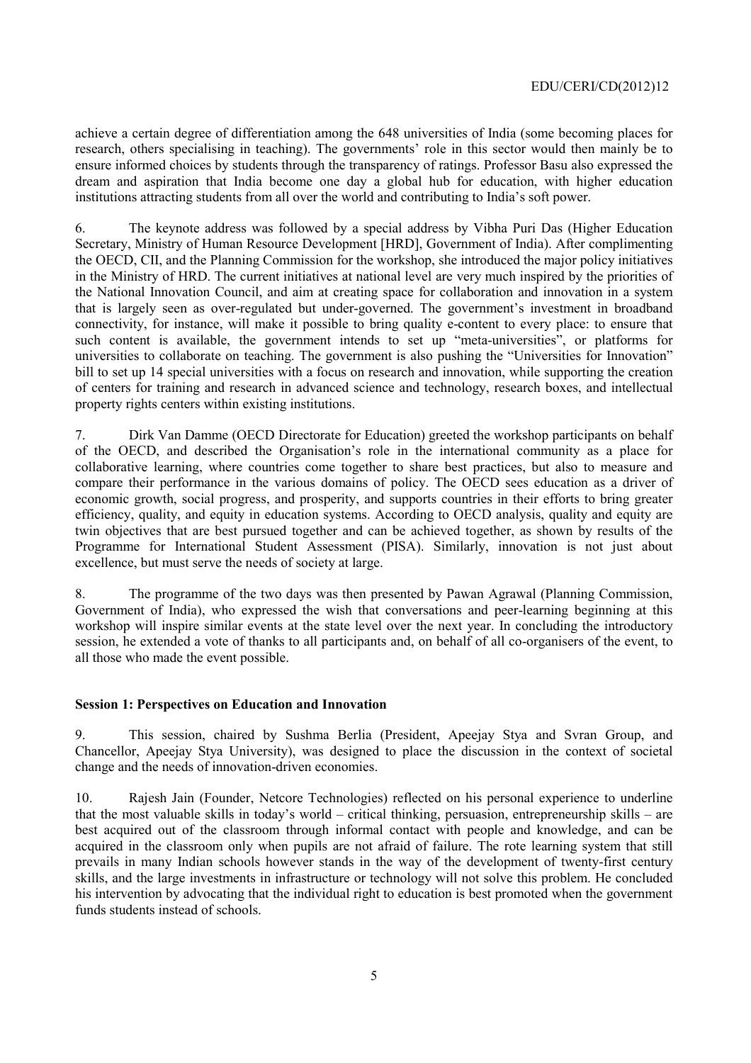achieve a certain degree of differentiation among the 648 universities of India (some becoming places for research, others specialising in teaching). The governments' role in this sector would then mainly be to ensure informed choices by students through the transparency of ratings. Professor Basu also expressed the dream and aspiration that India become one day a global hub for education, with higher education institutions attracting students from all over the world and contributing to India's soft power.

6. The keynote address was followed by a special address by Vibha Puri Das (Higher Education Secretary, Ministry of Human Resource Development [HRD], Government of India). After complimenting the OECD, CII, and the Planning Commission for the workshop, she introduced the major policy initiatives in the Ministry of HRD. The current initiatives at national level are very much inspired by the priorities of the National Innovation Council, and aim at creating space for collaboration and innovation in a system that is largely seen as over-regulated but under-governed. The government's investment in broadband connectivity, for instance, will make it possible to bring quality e-content to every place: to ensure that such content is available, the government intends to set up "meta-universities", or platforms for universities to collaborate on teaching. The government is also pushing the "Universities for Innovation" bill to set up 14 special universities with a focus on research and innovation, while supporting the creation of centers for training and research in advanced science and technology, research boxes, and intellectual property rights centers within existing institutions.

7. Dirk Van Damme (OECD Directorate for Education) greeted the workshop participants on behalf of the OECD, and described the Organisation's role in the international community as a place for collaborative learning, where countries come together to share best practices, but also to measure and compare their performance in the various domains of policy. The OECD sees education as a driver of economic growth, social progress, and prosperity, and supports countries in their efforts to bring greater efficiency, quality, and equity in education systems. According to OECD analysis, quality and equity are twin objectives that are best pursued together and can be achieved together, as shown by results of the Programme for International Student Assessment (PISA). Similarly, innovation is not just about excellence, but must serve the needs of society at large.

8. The programme of the two days was then presented by Pawan Agrawal (Planning Commission, Government of India), who expressed the wish that conversations and peer-learning beginning at this workshop will inspire similar events at the state level over the next year. In concluding the introductory session, he extended a vote of thanks to all participants and, on behalf of all co-organisers of the event, to all those who made the event possible.

**Session 1: Perspectives on Education and Innovation**

9. This session, chaired by Sushma Berlia (President, Apeejay Stya and Svran Group, and Chancellor, Apeejay Stya University), was designed to place the discussion in the context of societal change and the needs of innovation-driven economies.

10. Rajesh Jain (Founder, Netcore Technologies) reflected on his personal experience to underline that the most valuable skills in today's world – critical thinking, persuasion, entrepreneurship skills – are best acquired out of the classroom through informal contact with people and knowledge, and can be acquired in the classroom only when pupils are not afraid of failure. The rote learning system that still prevails in many Indian schools however stands in the way of the development of twenty-first century skills, and the large investments in infrastructure or technology will not solve this problem. He concluded his intervention by advocating that the individual right to education is best promoted when the government funds students instead of schools.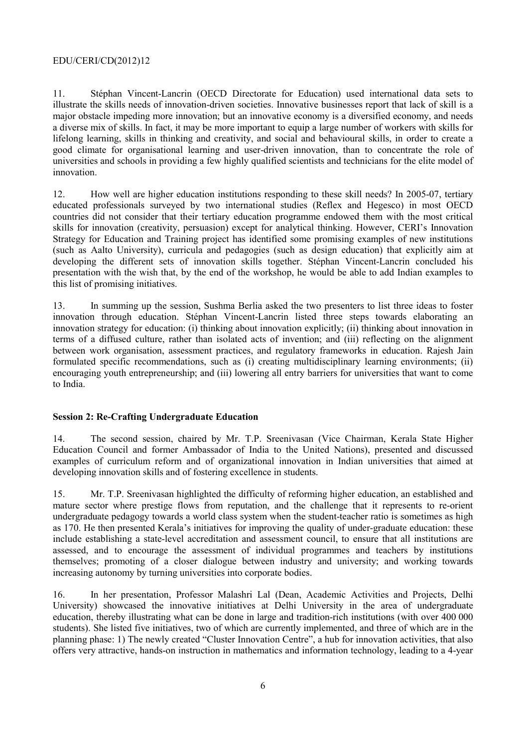11. Stéphan Vincent-Lancrin (OECD Directorate for Education) used international data sets to illustrate the skills needs of innovation-driven societies. Innovative businesses report that lack of skill is a major obstacle impeding more innovation; but an innovative economy is a diversified economy, and needs a diverse mix of skills. In fact, it may be more important to equip a large number of workers with skills for lifelong learning, skills in thinking and creativity, and social and behavioural skills, in order to create a good climate for organisational learning and user-driven innovation, than to concentrate the role of universities and schools in providing a few highly qualified scientists and technicians for the elite model of innovation.

12. How well are higher education institutions responding to these skill needs? In 2005-07, tertiary educated professionals surveyed by two international studies (Reflex and Hegesco) in most OECD countries did not consider that their tertiary education programme endowed them with the most critical skills for innovation (creativity, persuasion) except for analytical thinking. However, CERI's Innovation Strategy for Education and Training project has identified some promising examples of new institutions (such as Aalto University), curricula and pedagogies (such as design education) that explicitly aim at developing the different sets of innovation skills together. Stéphan Vincent-Lancrin concluded his presentation with the wish that, by the end of the workshop, he would be able to add Indian examples to this list of promising initiatives.

13. In summing up the session, Sushma Berlia asked the two presenters to list three ideas to foster innovation through education. Stéphan Vincent-Lancrin listed three steps towards elaborating an innovation strategy for education: (i) thinking about innovation explicitly; (ii) thinking about innovation in terms of a diffused culture, rather than isolated acts of invention; and (iii) reflecting on the alignment between work organisation, assessment practices, and regulatory frameworks in education. Rajesh Jain formulated specific recommendations, such as (i) creating multidisciplinary learning environments; (ii) encouraging youth entrepreneurship; and (iii) lowering all entry barriers for universities that want to come to India.

**Session 2: Re-Crafting Undergraduate Education**

14. The second session, chaired by Mr. T.P. Sreenivasan (Vice Chairman, Kerala State Higher Education Council and former Ambassador of India to the United Nations), presented and discussed examples of curriculum reform and of organizational innovation in Indian universities that aimed at developing innovation skills and of fostering excellence in students.

15. Mr. T.P. Sreenivasan highlighted the difficulty of reforming higher education, an established and mature sector where prestige flows from reputation, and the challenge that it represents to re-orient undergraduate pedagogy towards a world class system when the student-teacher ratio is sometimes as high as 170. He then presented Kerala's initiatives for improving the quality of under-graduate education: these include establishing a state-level accreditation and assessment council, to ensure that all institutions are assessed, and to encourage the assessment of individual programmes and teachers by institutions themselves; promoting of a closer dialogue between industry and university; and working towards increasing autonomy by turning universities into corporate bodies.

16. In her presentation, Professor Malashri Lal (Dean, Academic Activities and Projects, Delhi University) showcased the innovative initiatives at Delhi University in the area of undergraduate education, thereby illustrating what can be done in large and tradition-rich institutions (with over 400 000 students). She listed five initiatives, two of which are currently implemented, and three of which are in the planning phase: 1) The newly created "Cluster Innovation Centre", a hub for innovation activities, that also offers very attractive, hands-on instruction in mathematics and information technology, leading to a 4-year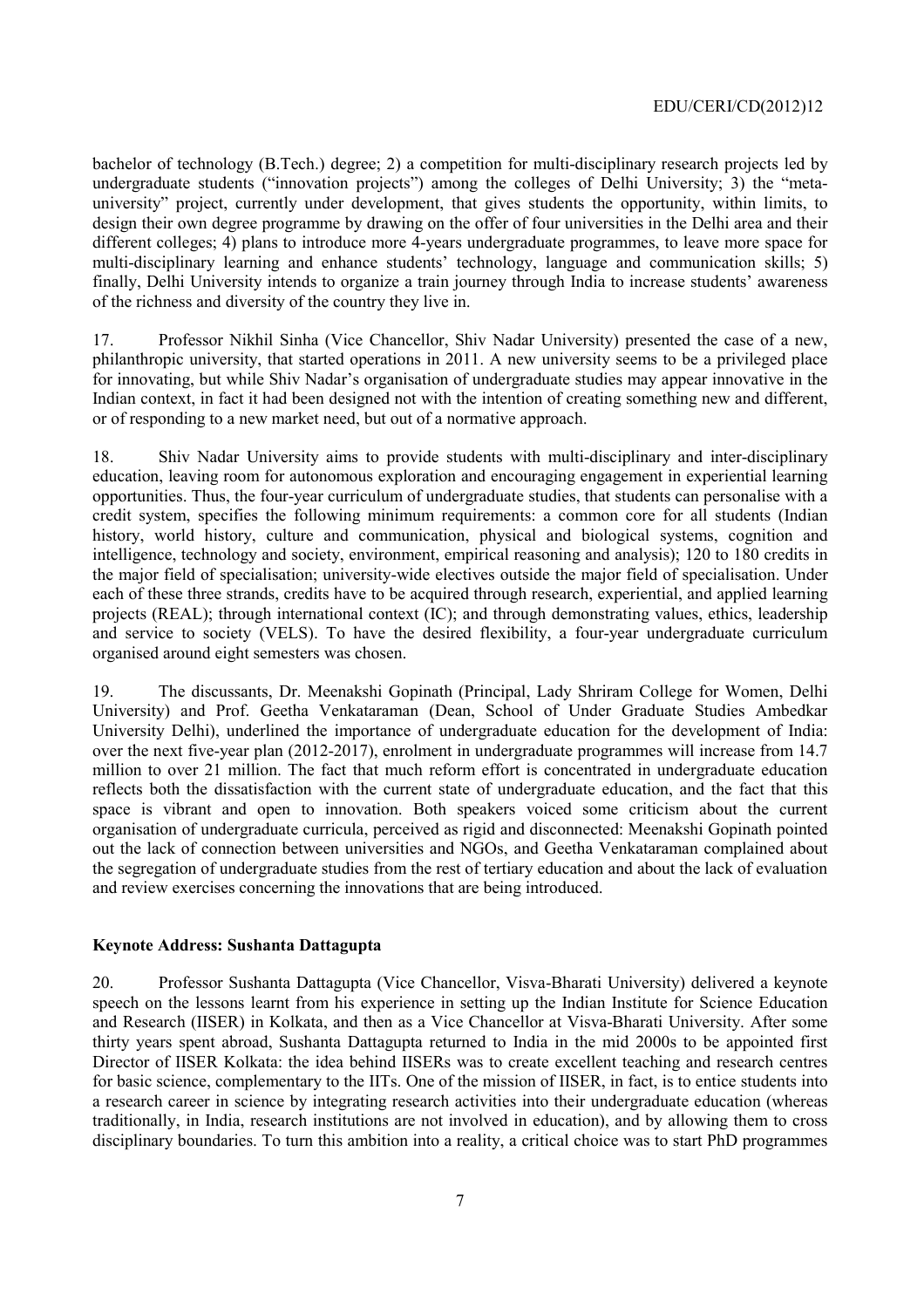bachelor of technology (B.Tech.) degree; 2) a competition for multi-disciplinary research projects led by undergraduate students ("innovation projects") among the colleges of Delhi University; 3) the "meta-university" project, currently under development, that gives students the opportunity, within limits, to design their own degree programme by drawing on the offer of four universities in the Delhi area and their different colleges; 4) plans to introduce more 4-years undergraduate programmes, to leave more space for multi-disciplinary learning and enhance students' technology, language and communication skills; 5) finally, Delhi University intends to organize a train journey through India to increase students' awareness of the richness and diversity of the country they live in.

17. Professor Nikhil Sinha (Vice Chancellor, Shiv Nadar University) presented the case of a new, philanthropic university, that started operations in 2011. A new university seems to be a privileged place for innovating, but while Shiv Nadar's organisation of undergraduate studies may appear innovative in the Indian context, in fact it had been designed not with the intention of creating something new and different, or of responding to a new market need, but out of a normative approach.

18. Shiv Nadar University aims to provide students with multi-disciplinary and inter-disciplinary education, leaving room for autonomous exploration and encouraging engagement in experiential learning opportunities. Thus, the four-year curriculum of undergraduate studies, that students can personalise with a credit system, specifies the following minimum requirements: a common core for all students (Indian history, world history, culture and communication, physical and biological systems, cognition and intelligence, technology and society, environment, empirical reasoning and analysis); 120 to 180 credits in the major field of specialisation; university-wide electives outside the major field of specialisation. Under each of these three strands, credits have to be acquired through research, experiential, and applied learning projects (REAL); through international context (IC); and through demonstrating values, ethics, leadership and service to society (VELS). To have the desired flexibility, a four-year undergraduate curriculum organised around eight semesters was chosen.

19. The discussants, Dr. Meenakshi Gopinath (Principal, Lady Shriram College for Women, Delhi University) and Prof. Geetha Venkataraman (Dean, School of Under Graduate Studies Ambedkar University Delhi), underlined the importance of undergraduate education for the development of India: over the next five-year plan (2012-2017), enrolment in undergraduate programmes will increase from 14.7 million to over 21 million. The fact that much reform effort is concentrated in undergraduate education reflects both the dissatisfaction with the current state of undergraduate education, and the fact that this space is vibrant and open to innovation. Both speakers voiced some criticism about the current organisation of undergraduate curricula, perceived as rigid and disconnected: Meenakshi Gopinath pointed out the lack of connection between universities and NGOs, and Geetha Venkataraman complained about the segregation of undergraduate studies from the rest of tertiary education and about the lack of evaluation and review exercises concerning the innovations that are being introduced.

**Keynote Address: Sushanta Dattagupta**

20. Professor Sushanta Dattagupta (Vice Chancellor, Visva-Bharati University) delivered a keynote speech on the lessons learnt from his experience in setting up the Indian Institute for Science Education and Research (IISER) in Kolkata, and then as a Vice Chancellor at Visva-Bharati University. After some thirty years spent abroad, Sushanta Dattagupta returned to India in the mid 2000s to be appointed first Director of IISER Kolkata: the idea behind IISERs was to create excellent teaching and research centres for basic science, complementary to the IITs. One of the mission of IISER, in fact, is to entice students into a research career in science by integrating research activities into their undergraduate education (whereas traditionally, in India, research institutions are not involved in education), and by allowing them to cross disciplinary boundaries. To turn this ambition into a reality, a critical choice was to start PhD programmes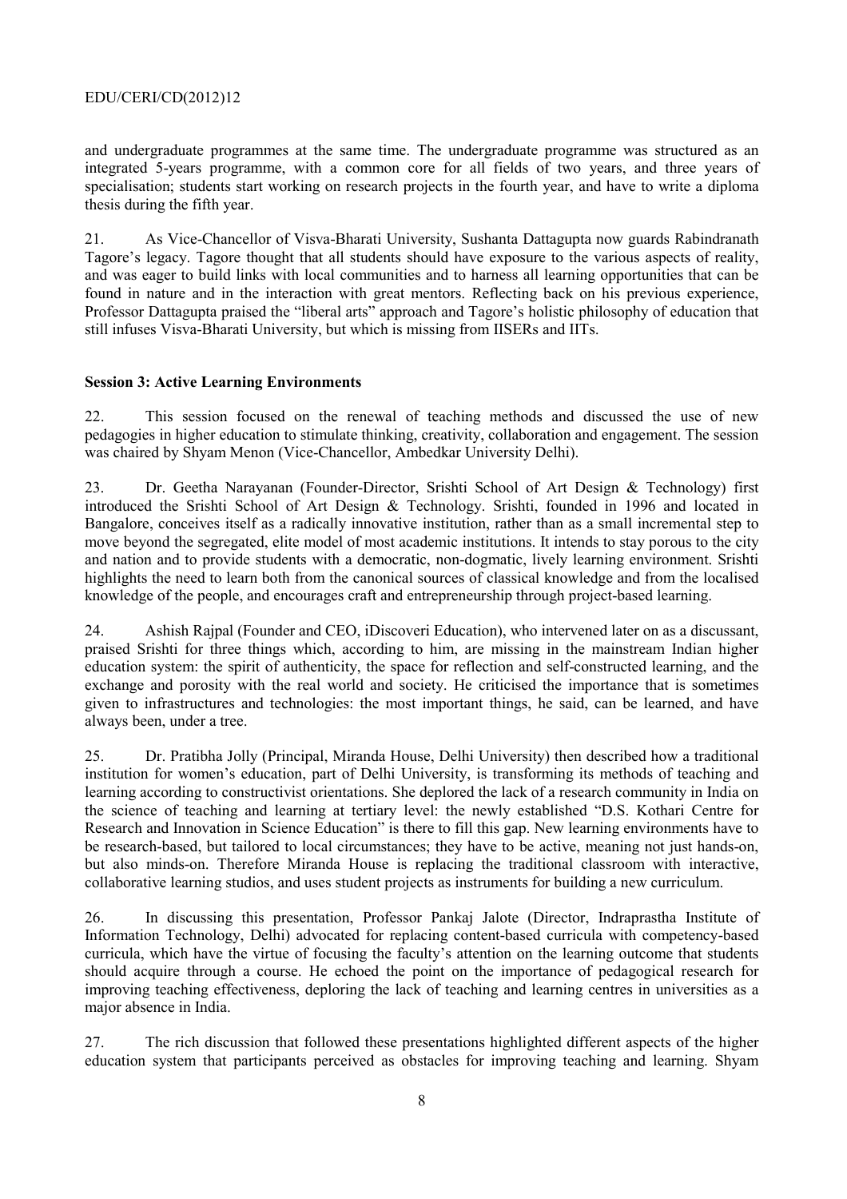and undergraduate programmes at the same time. The undergraduate programme was structured as an integrated 5-years programme, with a common core for all fields of two years, and three years of specialisation; students start working on research projects in the fourth year, and have to write a diploma thesis during the fifth year.

21. As Vice-Chancellor of Visva-Bharati University, Sushanta Dattagupta now guards Rabindranath Tagore's legacy. Tagore thought that all students should have exposure to the various aspects of reality, and was eager to build links with local communities and to harness all learning opportunities that can be found in nature and in the interaction with great mentors. Reflecting back on his previous experience, Professor Dattagupta praised the "liberal arts" approach and Tagore's holistic philosophy of education that still infuses Visva-Bharati University, but which is missing from IISERs and IITs.

**Session 3: Active Learning Environments**

22. This session focused on the renewal of teaching methods and discussed the use of new pedagogies in higher education to stimulate thinking, creativity, collaboration and engagement. The session was chaired by Shyam Menon (Vice-Chancellor, Ambedkar University Delhi).

23. Dr. Geetha Narayanan (Founder-Director, Srishti School of Art Design & Technology) first introduced the Srishti School of Art Design & Technology. Srishti, founded in 1996 and located in Bangalore, conceives itself as a radically innovative institution, rather than as a small incremental step to move beyond the segregated, elite model of most academic institutions. It intends to stay porous to the city and nation and to provide students with a democratic, non-dogmatic, lively learning environment. Srishti highlights the need to learn both from the canonical sources of classical knowledge and from the localised knowledge of the people, and encourages craft and entrepreneurship through project-based learning.

24. Ashish Rajpal (Founder and CEO, iDiscoveri Education), who intervened later on as a discussant, praised Srishti for three things which, according to him, are missing in the mainstream Indian higher education system: the spirit of authenticity, the space for reflection and self-constructed learning, and the exchange and porosity with the real world and society. He criticised the importance that is sometimes given to infrastructures and technologies: the most important things, he said, can be learned, and have always been, under a tree.

25. Dr. Pratibha Jolly (Principal, Miranda House, Delhi University) then described how a traditional institution for women's education, part of Delhi University, is transforming its methods of teaching and learning according to constructivist orientations. She deplored the lack of a research community in India on the science of teaching and learning at tertiary level: the newly established "D.S. Kothari Centre for Research and Innovation in Science Education" is there to fill this gap. New learning environments have to be research-based, but tailored to local circumstances; they have to be active, meaning not just hands-on, but also minds-on. Therefore Miranda House is replacing the traditional classroom with interactive, collaborative learning studios, and uses student projects as instruments for building a new curriculum.

26. In discussing this presentation, Professor Pankaj Jalote (Director, Indraprastha Institute of Information Technology, Delhi) advocated for replacing content-based curricula with competency-based curricula, which have the virtue of focusing the faculty's attention on the learning outcome that students should acquire through a course. He echoed the point on the importance of pedagogical research for improving teaching effectiveness, deploring the lack of teaching and learning centres in universities as a major absence in India.

27. The rich discussion that followed these presentations highlighted different aspects of the higher education system that participants perceived as obstacles for improving teaching and learning. Shyam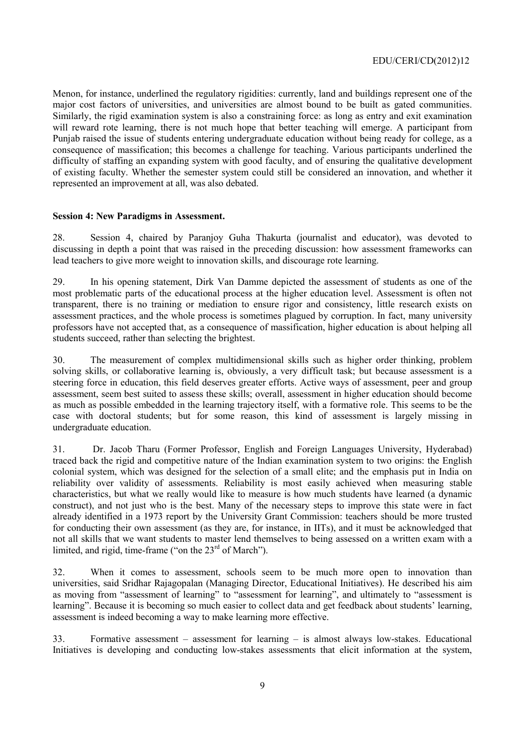Menon, for instance, underlined the regulatory rigidities: currently, land and buildings represent one of the major cost factors of universities, and universities are almost bound to be built as gated communities. Similarly, the rigid examination system is also a constraining force: as long as entry and exit examination will reward rote learning, there is not much hope that better teaching will emerge. A participant from Punjab raised the issue of students entering undergraduate education without being ready for college, as a consequence of massification; this becomes a challenge for teaching. Various participants underlined the difficulty of staffing an expanding system with good faculty, and of ensuring the qualitative development of existing faculty. Whether the semester system could still be considered an innovation, and whether it represented an improvement at all, was also debated.

**Session 4: New Paradigms in Assessment.**

28. Session 4, chaired by Paranjoy Guha Thakurta (journalist and educator), was devoted to discussing in depth a point that was raised in the preceding discussion: how assessment frameworks can lead teachers to give more weight to innovation skills, and discourage rote learning.

29. In his opening statement, Dirk Van Damme depicted the assessment of students as one of the most problematic parts of the educational process at the higher education level. Assessment is often not transparent, there is no training or mediation to ensure rigor and consistency, little research exists on assessment practices, and the whole process is sometimes plagued by corruption. In fact, many university professors have not accepted that, as a consequence of massification, higher education is about helping all students succeed, rather than selecting the brightest.

30. The measurement of complex multidimensional skills such as higher order thinking, problem solving skills, or collaborative learning is, obviously, a very difficult task; but because assessment is a steering force in education, this field deserves greater efforts. Active ways of assessment, peer and group assessment, seem best suited to assess these skills; overall, assessment in higher education should become as much as possible embedded in the learning trajectory itself, with a formative role. This seems to be the case with doctoral students; but for some reason, this kind of assessment is largely missing in undergraduate education.

31. Dr. Jacob Tharu (Former Professor, English and Foreign Languages University, Hyderabad) traced back the rigid and competitive nature of the Indian examination system to two origins: the English colonial system, which was designed for the selection of a small elite; and the emphasis put in India on reliability over validity of assessments. Reliability is most easily achieved when measuring stable characteristics, but what we really would like to measure is how much students have learned (a dynamic construct), and not just who is the best. Many of the necessary steps to improve this state were in fact already identified in a 1973 report by the University Grant Commission: teachers should be more trusted for conducting their own assessment (as they are, for instance, in IITs), and it must be acknowledged that not all skills that we want students to master lend themselves to being assessed on a written exam with a limited, and rigid, time-frame ("on the 23rd of March").

32. When it comes to assessment, schools seem to be much more open to innovation than universities, said Sridhar Rajagopalan (Managing Director, Educational Initiatives). He described his aim as moving from "assessment of learning" to "assessment for learning", and ultimately to "assessment is learning". Because it is becoming so much easier to collect data and get feedback about students' learning, assessment is indeed becoming a way to make learning more effective.

33. Formative assessment – assessment for learning – is almost always low-stakes. Educational Initiatives is developing and conducting low-stakes assessments that elicit information at the system,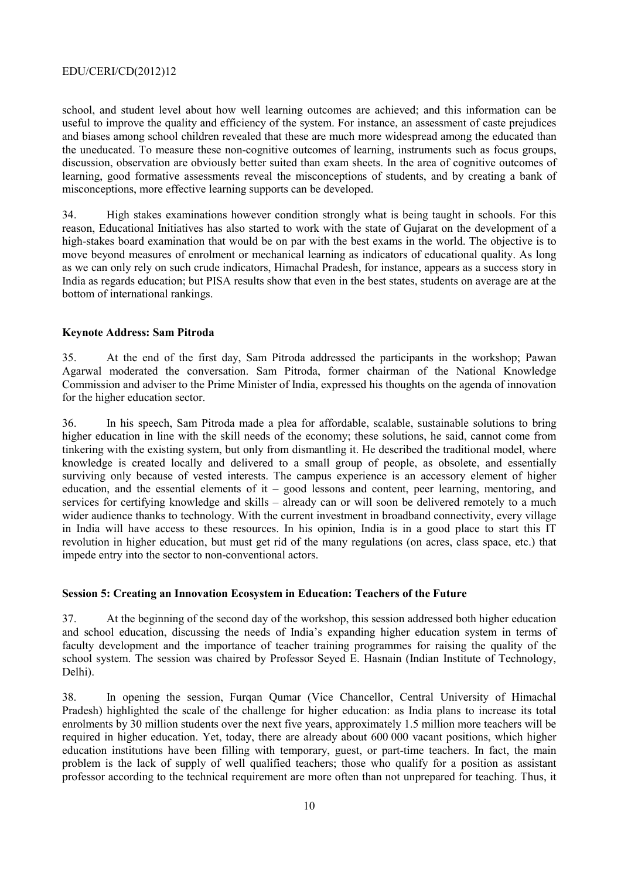school, and student level about how well learning outcomes are achieved; and this information can be useful to improve the quality and efficiency of the system. For instance, an assessment of caste prejudices and biases among school children revealed that these are much more widespread among the educated than the uneducated. To measure these non-cognitive outcomes of learning, instruments such as focus groups, discussion, observation are obviously better suited than exam sheets. In the area of cognitive outcomes of learning, good formative assessments reveal the misconceptions of students, and by creating a bank of misconceptions, more effective learning supports can be developed.

34. High stakes examinations however condition strongly what is being taught in schools. For this reason, Educational Initiatives has also started to work with the state of Gujarat on the development of a high-stakes board examination that would be on par with the best exams in the world. The objective is to move beyond measures of enrolment or mechanical learning as indicators of educational quality. As long as we can only rely on such crude indicators, Himachal Pradesh, for instance, appears as a success story in India as regards education; but PISA results show that even in the best states, students on average are at the bottom of international rankings.

**Keynote Address: Sam Pitroda**

35. At the end of the first day, Sam Pitroda addressed the participants in the workshop; Pawan Agarwal moderated the conversation. Sam Pitroda, former chairman of the National Knowledge Commission and adviser to the Prime Minister of India, expressed his thoughts on the agenda of innovation for the higher education sector.

36. In his speech, Sam Pitroda made a plea for affordable, scalable, sustainable solutions to bring higher education in line with the skill needs of the economy; these solutions, he said, cannot come from tinkering with the existing system, but only from dismantling it. He described the traditional model, where knowledge is created locally and delivered to a small group of people, as obsolete, and essentially surviving only because of vested interests. The campus experience is an accessory element of higher education, and the essential elements of it – good lessons and content, peer learning, mentoring, and services for certifying knowledge and skills – already can or will soon be delivered remotely to a much wider audience thanks to technology. With the current investment in broadband connectivity, every village in India will have access to these resources. In his opinion, India is in a good place to start this IT revolution in higher education, but must get rid of the many regulations (on acres, class space, etc.) that impede entry into the sector to non-conventional actors.

**Session 5: Creating an Innovation Ecosystem in Education: Teachers of the Future**

37. At the beginning of the second day of the workshop, this session addressed both higher education and school education, discussing the needs of India's expanding higher education system in terms of faculty development and the importance of teacher training programmes for raising the quality of the school system. The session was chaired by Professor Seyed E. Hasnain (Indian Institute of Technology, Delhi).

38. In opening the session, Furqan Qumar (Vice Chancellor, Central University of Himachal Pradesh) highlighted the scale of the challenge for higher education: as India plans to increase its total enrolments by 30 million students over the next five years, approximately 1.5 million more teachers will be required in higher education. Yet, today, there are already about 600 000 vacant positions, which higher education institutions have been filling with temporary, guest, or part-time teachers. In fact, the main problem is the lack of supply of well qualified teachers; those who qualify for a position as assistant professor according to the technical requirement are more often than not unprepared for teaching. Thus, it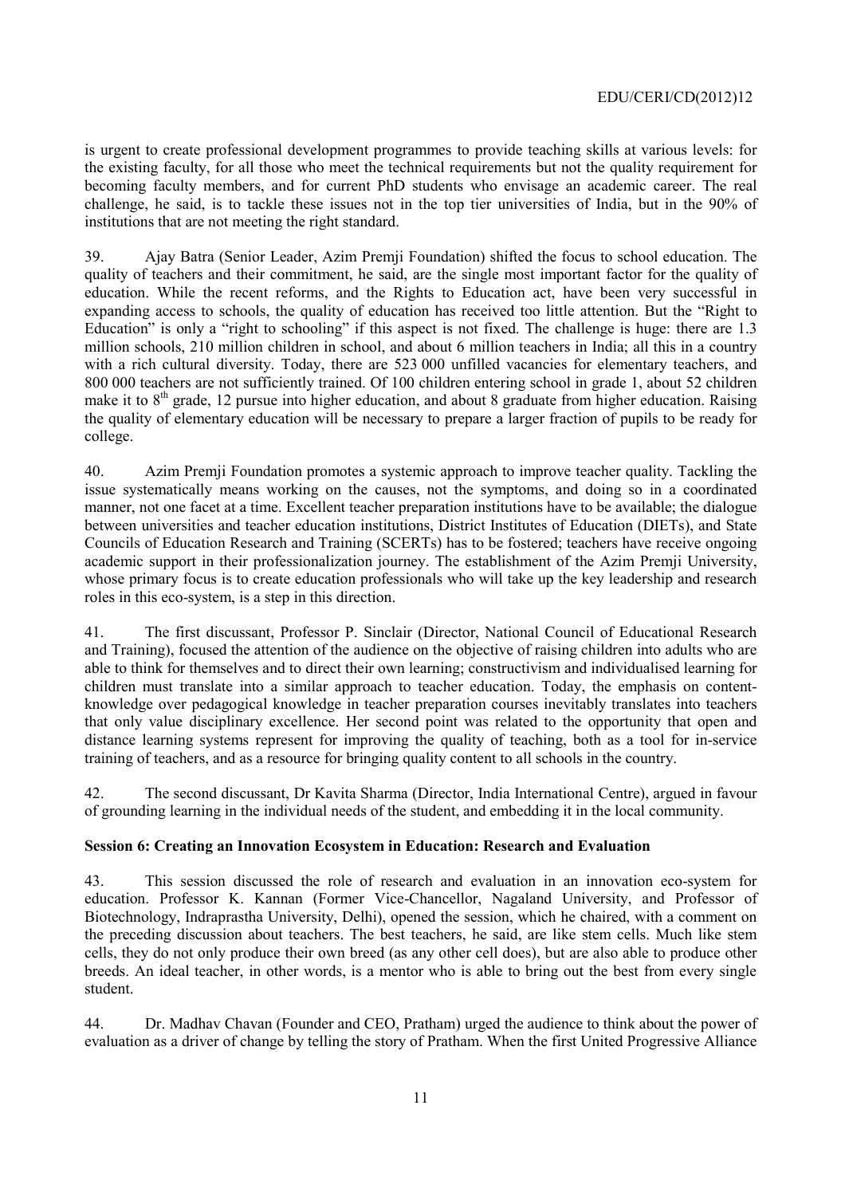is urgent to create professional development programmes to provide teaching skills at various levels: for the existing faculty, for all those who meet the technical requirements but not the quality requirement for becoming faculty members, and for current PhD students who envisage an academic career. The real challenge, he said, is to tackle these issues not in the top tier universities of India, but in the 90% of institutions that are not meeting the right standard.

39. Ajay Batra (Senior Leader, Azim Premji Foundation) shifted the focus to school education. The quality of teachers and their commitment, he said, are the single most important factor for the quality of education. While the recent reforms, and the Rights to Education act, have been very successful in expanding access to schools, the quality of education has received too little attention. But the "Right to Education" is only a "right to schooling" if this aspect is not fixed. The challenge is huge: there are 1.3 million schools, 210 million children in school, and about 6 million teachers in India; all this in a country with a rich cultural diversity. Today, there are 523 000 unfilled vacancies for elementary teachers, and 800 000 teachers are not sufficiently trained. Of 100 children entering school in grade 1, about 52 children make it to 8th grade, 12 pursue into higher education, and about 8 graduate from higher education. Raising the quality of elementary education will be necessary to prepare a larger fraction of pupils to be ready for college.

40. Azim Premji Foundation promotes a systemic approach to improve teacher quality. Tackling the issue systematically means working on the causes, not the symptoms, and doing so in a coordinated manner, not one facet at a time. Excellent teacher preparation institutions have to be available; the dialogue between universities and teacher education institutions, District Institutes of Education (DIETs), and State Councils of Education Research and Training (SCERTs) has to be fostered; teachers have receive ongoing academic support in their professionalization journey. The establishment of the Azim Premji University, whose primary focus is to create education professionals who will take up the key leadership and research roles in this eco-system, is a step in this direction.

41. The first discussant, Professor P. Sinclair (Director, National Council of Educational Research and Training), focused the attention of the audience on the objective of raising children into adults who are able to think for themselves and to direct their own learning; constructivism and individualised learning for children must translate into a similar approach to teacher education. Today, the emphasis on content-knowledge over pedagogical knowledge in teacher preparation courses inevitably translates into teachers that only value disciplinary excellence. Her second point was related to the opportunity that open and distance learning systems represent for improving the quality of teaching, both as a tool for in-service training of teachers, and as a resource for bringing quality content to all schools in the country.

42. The second discussant, Dr Kavita Sharma (Director, India International Centre), argued in favour of grounding learning in the individual needs of the student, and embedding it in the local community.

**Session 6: Creating an Innovation Ecosystem in Education: Research and Evaluation**

43. This session discussed the role of research and evaluation in an innovation eco-system for education. Professor K. Kannan (Former Vice-Chancellor, Nagaland University, and Professor of Biotechnology, Indraprastha University, Delhi), opened the session, which he chaired, with a comment on the preceding discussion about teachers. The best teachers, he said, are like stem cells. Much like stem cells, they do not only produce their own breed (as any other cell does), but are also able to produce other breeds. An ideal teacher, in other words, is a mentor who is able to bring out the best from every single student.

44. Dr. Madhav Chavan (Founder and CEO, Pratham) urged the audience to think about the power of evaluation as a driver of change by telling the story of Pratham. When the first United Progressive Alliance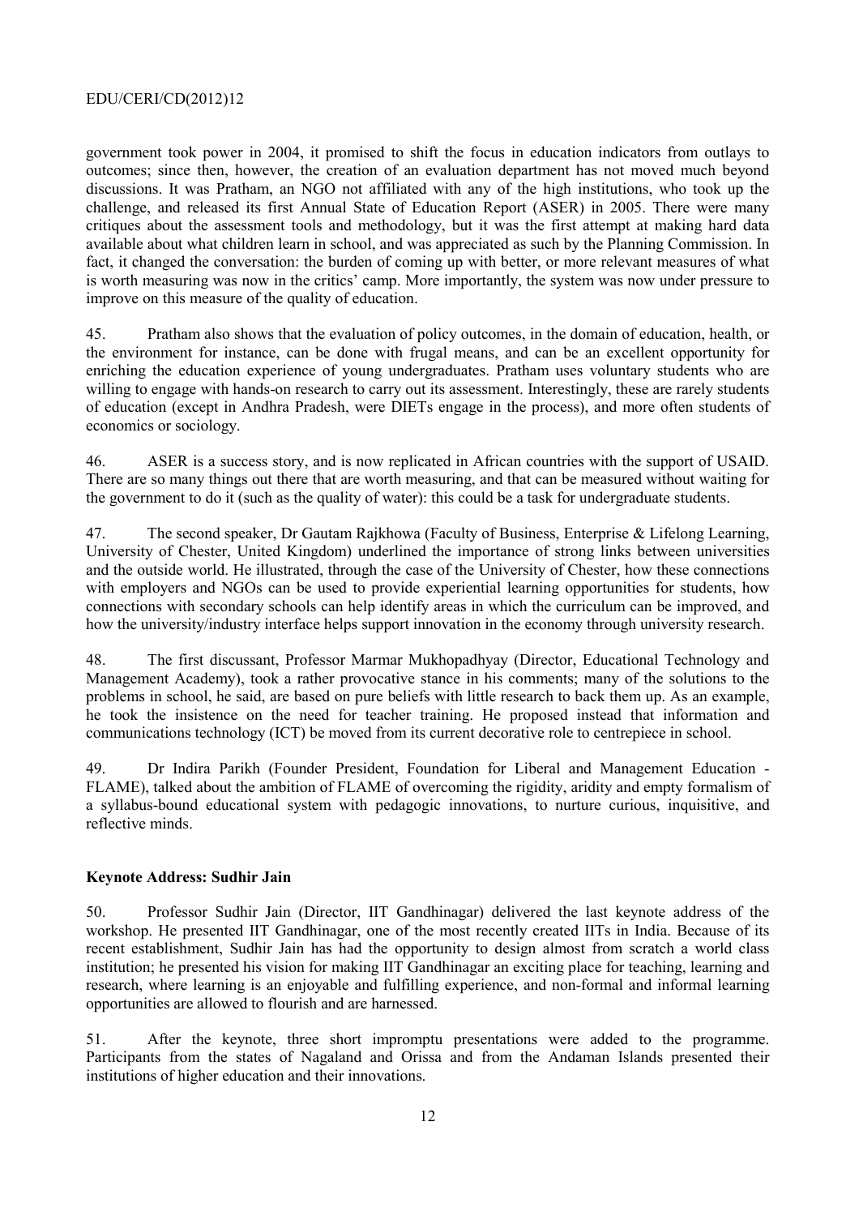government took power in 2004, it promised to shift the focus in education indicators from outlays to outcomes; since then, however, the creation of an evaluation department has not moved much beyond discussions. It was Pratham, an NGO not affiliated with any of the high institutions, who took up the challenge, and released its first Annual State of Education Report (ASER) in 2005. There were many critiques about the assessment tools and methodology, but it was the first attempt at making hard data available about what children learn in school, and was appreciated as such by the Planning Commission. In fact, it changed the conversation: the burden of coming up with better, or more relevant measures of what is worth measuring was now in the critics' camp. More importantly, the system was now under pressure to improve on this measure of the quality of education.

45. Pratham also shows that the evaluation of policy outcomes, in the domain of education, health, or the environment for instance, can be done with frugal means, and can be an excellent opportunity for enriching the education experience of young undergraduates. Pratham uses voluntary students who are willing to engage with hands-on research to carry out its assessment. Interestingly, these are rarely students of education (except in Andhra Pradesh, were DIETs engage in the process), and more often students of economics or sociology.

46. ASER is a success story, and is now replicated in African countries with the support of USAID. There are so many things out there that are worth measuring, and that can be measured without waiting for the government to do it (such as the quality of water): this could be a task for undergraduate students.

47. The second speaker, Dr Gautam Rajkhowa (Faculty of Business, Enterprise & Lifelong Learning, University of Chester, United Kingdom) underlined the importance of strong links between universities and the outside world. He illustrated, through the case of the University of Chester, how these connections with employers and NGOs can be used to provide experiential learning opportunities for students, how connections with secondary schools can help identify areas in which the curriculum can be improved, and how the university/industry interface helps support innovation in the economy through university research.

48. The first discussant, Professor Marmar Mukhopadhyay (Director, Educational Technology and Management Academy), took a rather provocative stance in his comments; many of the solutions to the problems in school, he said, are based on pure beliefs with little research to back them up. As an example, he took the insistence on the need for teacher training. He proposed instead that information and communications technology (ICT) be moved from its current decorative role to centrepiece in school.

49. Dr Indira Parikh (Founder President, Foundation for Liberal and Management Education - FLAME), talked about the ambition of FLAME of overcoming the rigidity, aridity and empty formalism of a syllabus-bound educational system with pedagogic innovations, to nurture curious, inquisitive, and reflective minds.

**Keynote Address: Sudhir Jain**

50. Professor Sudhir Jain (Director, IIT Gandhinagar) delivered the last keynote address of the workshop. He presented IIT Gandhinagar, one of the most recently created IITs in India. Because of its recent establishment, Sudhir Jain has had the opportunity to design almost from scratch a world class institution; he presented his vision for making IIT Gandhinagar an exciting place for teaching, learning and research, where learning is an enjoyable and fulfilling experience, and non-formal and informal learning opportunities are allowed to flourish and are harnessed.

51. After the keynote, three short impromptu presentations were added to the programme. Participants from the states of Nagaland and Orissa and from the Andaman Islands presented their institutions of higher education and their innovations.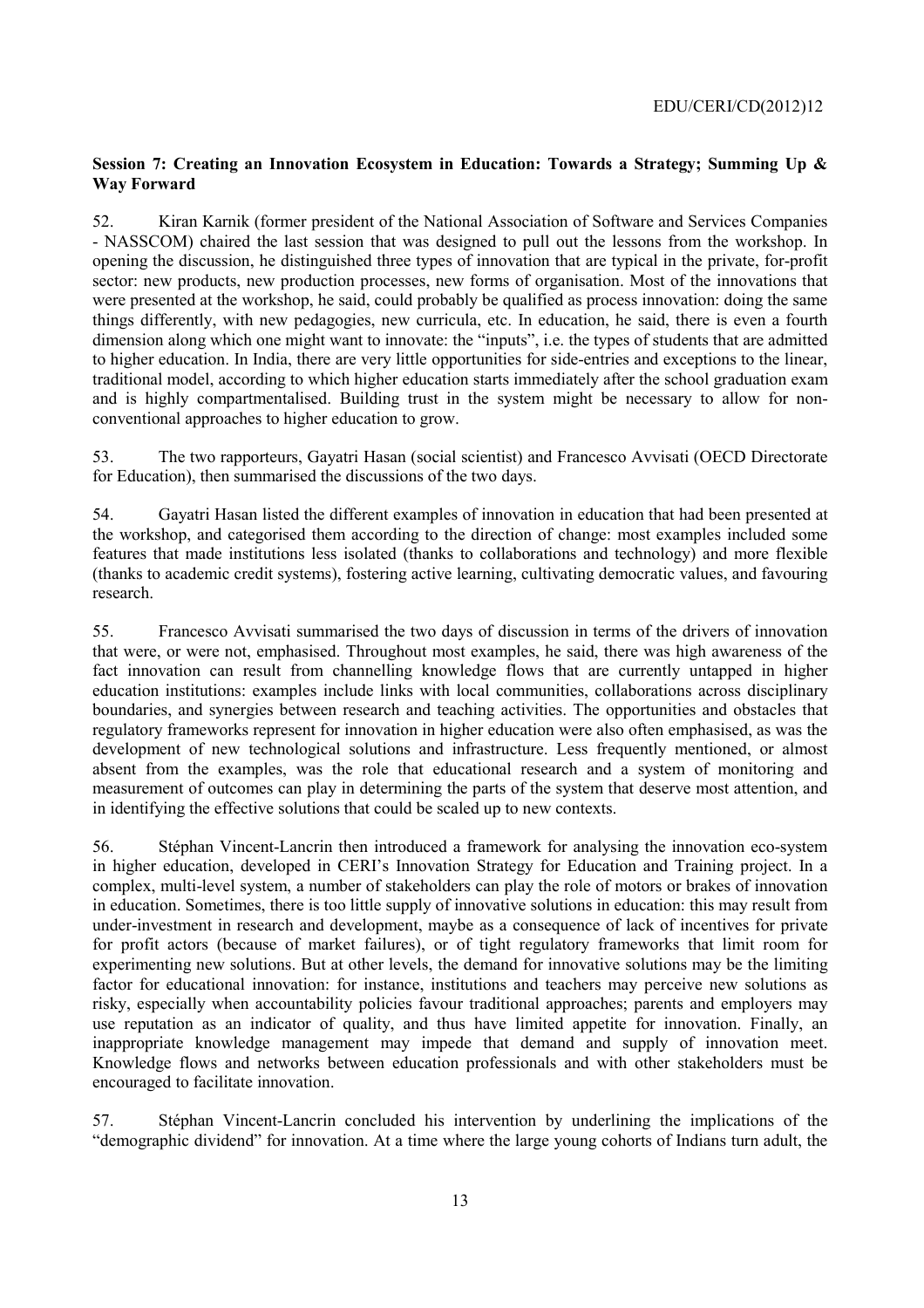**Session 7: Creating an Innovation Ecosystem in Education: Towards a Strategy; Summing Up & Way Forward**

52. Kiran Karnik (former president of the National Association of Software and Services Companies - NASSCOM) chaired the last session that was designed to pull out the lessons from the workshop. In opening the discussion, he distinguished three types of innovation that are typical in the private, for-profit sector: new products, new production processes, new forms of organisation. Most of the innovations that were presented at the workshop, he said, could probably be qualified as process innovation: doing the same things differently, with new pedagogies, new curricula, etc. In education, he said, there is even a fourth dimension along which one might want to innovate: the "inputs", i.e. the types of students that are admitted to higher education. In India, there are very little opportunities for side-entries and exceptions to the linear, traditional model, according to which higher education starts immediately after the school graduation exam and is highly compartmentalised. Building trust in the system might be necessary to allow for non-conventional approaches to higher education to grow.

53. The two rapporteurs, Gayatri Hasan (social scientist) and Francesco Avvisati (OECD Directorate for Education), then summarised the discussions of the two days.

54. Gayatri Hasan listed the different examples of innovation in education that had been presented at the workshop, and categorised them according to the direction of change: most examples included some features that made institutions less isolated (thanks to collaborations and technology) and more flexible (thanks to academic credit systems), fostering active learning, cultivating democratic values, and favouring research.

55. Francesco Avvisati summarised the two days of discussion in terms of the drivers of innovation that were, or were not, emphasised. Throughout most examples, he said, there was high awareness of the fact innovation can result from channelling knowledge flows that are currently untapped in higher education institutions: examples include links with local communities, collaborations across disciplinary boundaries, and synergies between research and teaching activities. The opportunities and obstacles that regulatory frameworks represent for innovation in higher education were also often emphasised, as was the development of new technological solutions and infrastructure. Less frequently mentioned, or almost absent from the examples, was the role that educational research and a system of monitoring and measurement of outcomes can play in determining the parts of the system that deserve most attention, and in identifying the effective solutions that could be scaled up to new contexts.

56. Stéphan Vincent-Lancrin then introduced a framework for analysing the innovation eco-system in higher education, developed in CERI's Innovation Strategy for Education and Training project. In a complex, multi-level system, a number of stakeholders can play the role of motors or brakes of innovation in education. Sometimes, there is too little supply of innovative solutions in education: this may result from under-investment in research and development, maybe as a consequence of lack of incentives for private for profit actors (because of market failures), or of tight regulatory frameworks that limit room for experimenting new solutions. But at other levels, the demand for innovative solutions may be the limiting factor for educational innovation: for instance, institutions and teachers may perceive new solutions as risky, especially when accountability policies favour traditional approaches; parents and employers may use reputation as an indicator of quality, and thus have limited appetite for innovation. Finally, an inappropriate knowledge management may impede that demand and supply of innovation meet. Knowledge flows and networks between education professionals and with other stakeholders must be encouraged to facilitate innovation.

57. Stéphan Vincent-Lancrin concluded his intervention by underlining the implications of the "demographic dividend" for innovation. At a time where the large young cohorts of Indians turn adult, the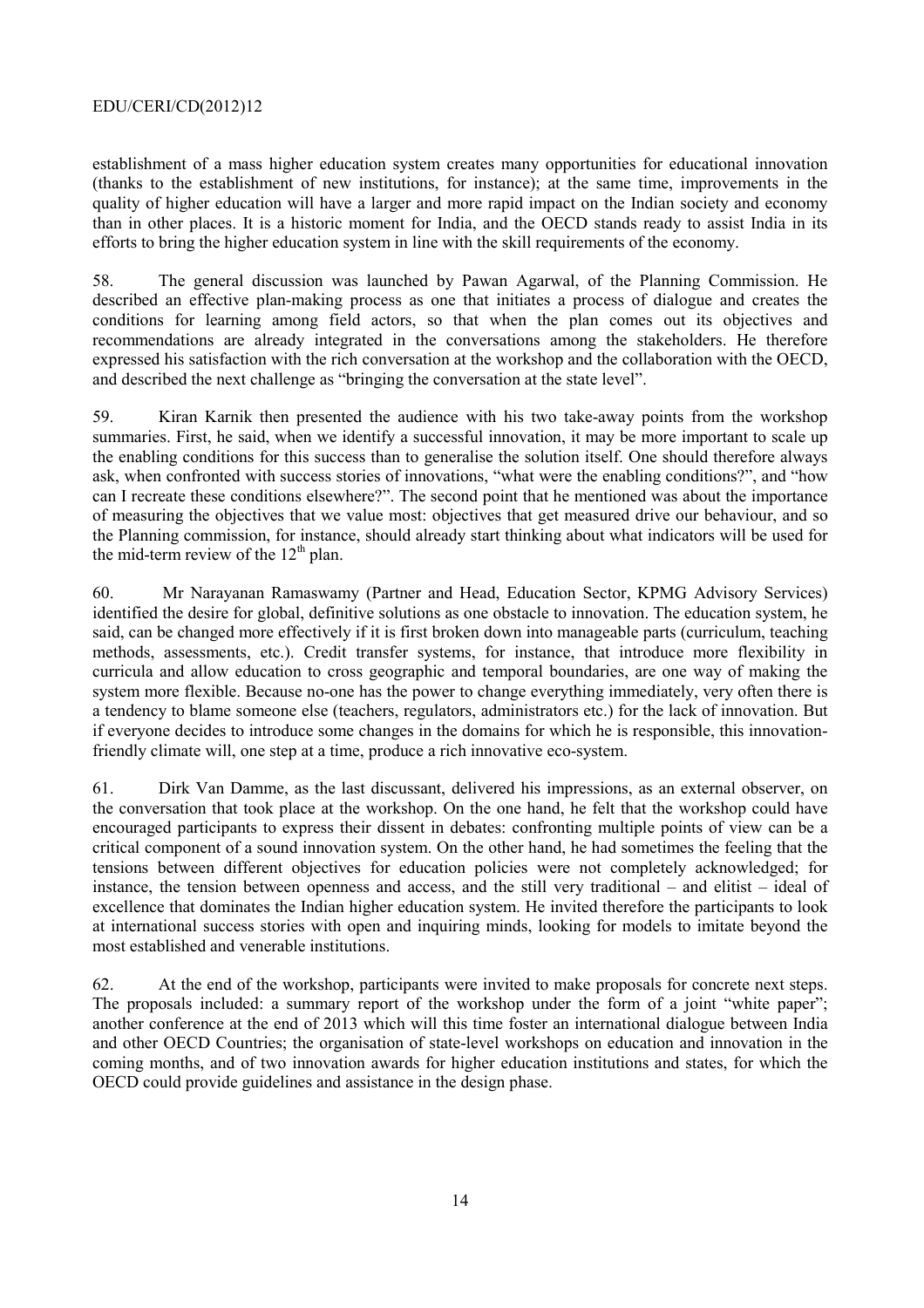establishment of a mass higher education system creates many opportunities for educational innovation (thanks to the establishment of new institutions, for instance); at the same time, improvements in the quality of higher education will have a larger and more rapid impact on the Indian society and economy than in other places. It is a historic moment for India, and the OECD stands ready to assist India in its efforts to bring the higher education system in line with the skill requirements of the economy.

58. The general discussion was launched by Pawan Agarwal, of the Planning Commission. He described an effective plan-making process as one that initiates a process of dialogue and creates the conditions for learning among field actors, so that when the plan comes out its objectives and recommendations are already integrated in the conversations among the stakeholders. He therefore expressed his satisfaction with the rich conversation at the workshop and the collaboration with the OECD, and described the next challenge as "bringing the conversation at the state level".

59. Kiran Karnik then presented the audience with his two take-away points from the workshop summaries. First, he said, when we identify a successful innovation, it may be more important to scale up the enabling conditions for this success than to generalise the solution itself. One should therefore always ask, when confronted with success stories of innovations, "what were the enabling conditions?", and "how can I recreate these conditions elsewhere?". The second point that he mentioned was about the importance of measuring the objectives that we value most: objectives that get measured drive our behaviour, and so the Planning commission, for instance, should already start thinking about what indicators will be used for the mid-term review of the $12^{th}$ plan.

60. Mr Narayanan Ramaswamy (Partner and Head, Education Sector, KPMG Advisory Services) identified the desire for global, definitive solutions as one obstacle to innovation. The education system, he said, can be changed more effectively if it is first broken down into manageable parts (curriculum, teaching methods, assessments, etc.). Credit transfer systems, for instance, that introduce more flexibility in curricula and allow education to cross geographic and temporal boundaries, are one way of making the system more flexible. Because no-one has the power to change everything immediately, very often there is a tendency to blame someone else (teachers, regulators, administrators etc.) for the lack of innovation. But if everyone decides to introduce some changes in the domains for which he is responsible, this innovation-friendly climate will, one step at a time, produce a rich innovative eco-system.

61. Dirk Van Damme, as the last discussant, delivered his impressions, as an external observer, on the conversation that took place at the workshop. On the one hand, he felt that the workshop could have encouraged participants to express their dissent in debates: confronting multiple points of view can be a critical component of a sound innovation system. On the other hand, he had sometimes the feeling that the tensions between different objectives for education policies were not completely acknowledged; for instance, the tension between openness and access, and the still very traditional – and elitist – ideal of excellence that dominates the Indian higher education system. He invited therefore the participants to look at international success stories with open and inquiring minds, looking for models to imitate beyond the most established and venerable institutions.

62. At the end of the workshop, participants were invited to make proposals for concrete next steps. The proposals included: a summary report of the workshop under the form of a joint "white paper"; another conference at the end of 2013 which will this time foster an international dialogue between India and other OECD Countries; the organisation of state-level workshops on education and innovation in the coming months, and of two innovation awards for higher education institutions and states, for which the OECD could provide guidelines and assistance in the design phase.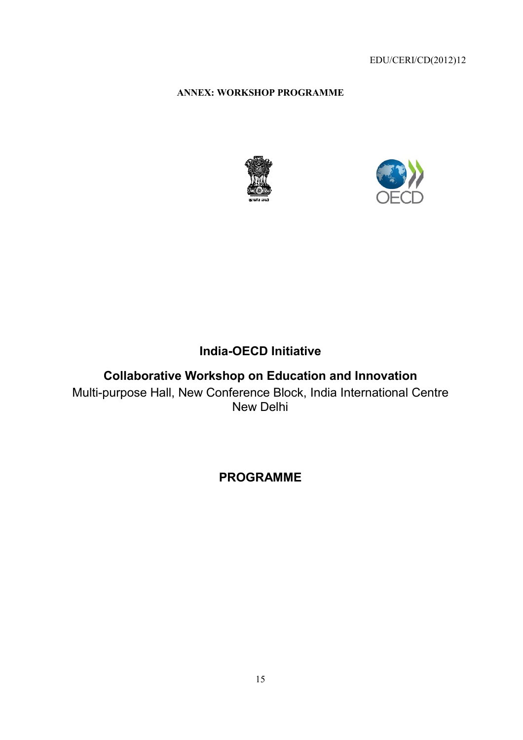**ANNEX: WORKSHOP PROGRAMME**

## India-OECD Initiative

## Collaborative Workshop on Education and Innovation

Multi-purpose Hall, New Conference Block, India International Centre
New Delhi

## PROGRAMME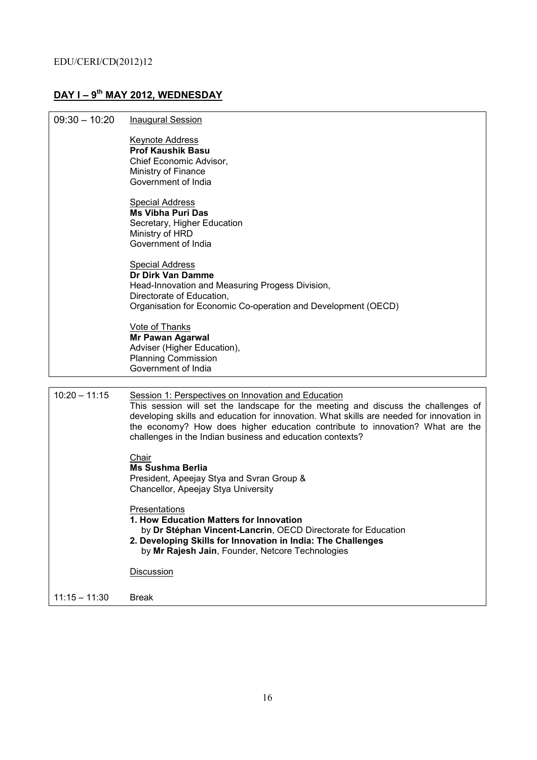## DAY I – 9th MAY 2012, WEDNESDAY

| | |
|---|---|
| 09:30 – 10:20 | Inaugural Session<br><br>Keynote Address<br>**Prof Kaushik Basu**<br>Chief Economic Advisor,<br>Ministry of Finance<br>Government of India<br><br>Special Address<br>**Ms Vibha Puri Das**<br>Secretary, Higher Education<br>Ministry of HRD<br>Government of India<br><br>Special Address<br>**Dr Dirk Van Damme**<br>Head-Innovation and Measuring Progess Division,<br>Directorate of Education,<br>Organisation for Economic Co-operation and Development (OECD)<br><br>Vote of Thanks<br>**Mr Pawan Agarwal**<br>Adviser (Higher Education),<br>Planning Commission<br>Government of India |

| | |
|---|---|
| 10:20 – 11:15 | Session 1: Perspectives on Innovation and Education<br>This session will set the landscape for the meeting and discuss the challenges of developing skills and education for innovation. What skills are needed for innovation in the economy? How does higher education contribute to innovation? What are the challenges in the Indian business and education contexts?<br><br>Chair<br>**Ms Sushma Berlia**<br>President, Apeejay Stya and Svran Group &<br>Chancellor, Apeejay Stya University<br><br>Presentations<br>**1. How Education Matters for Innovation**<br>by **Dr Stéphan Vincent-Lancrin**, OECD Directorate for Education<br>**2. Developing Skills for Innovation in India: The Challenges**<br>by **Mr Rajesh Jain**, Founder, Netcore Technologies<br><br>Discussion |
| 11:15 – 11:30 | Break |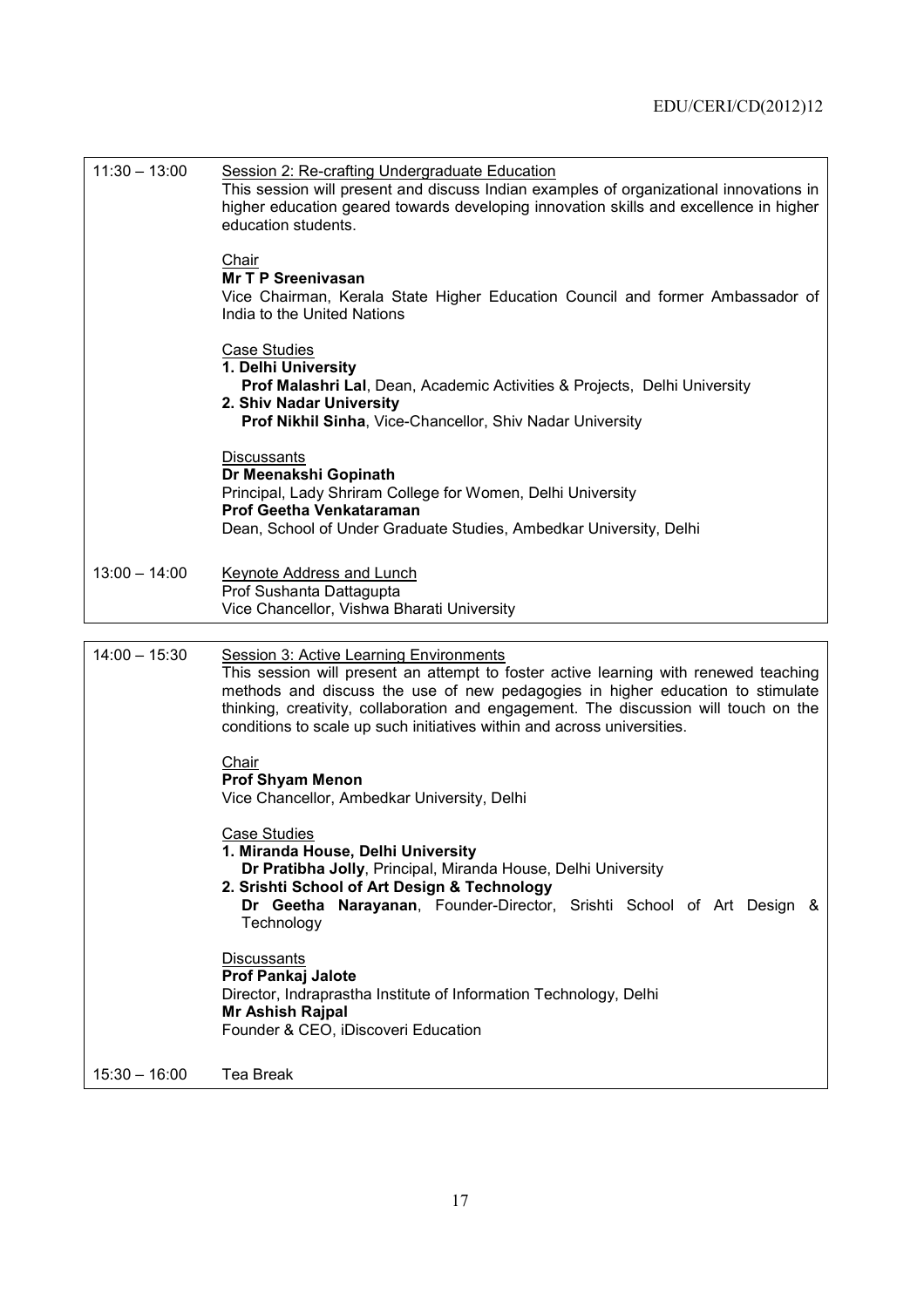| | |
|---|---|
| 11:30 – 13:00 | Session 2: Re-crafting Undergraduate Education<br>This session will present and discuss Indian examples of organizational innovations in higher education geared towards developing innovation skills and excellence in higher education students.<br><br>Chair<br>**Mr T P Sreenivasan**<br>Vice Chairman, Kerala State Higher Education Council and former Ambassador of India to the United Nations<br><br>Case Studies<br>**1. Delhi University**<br>**Prof Malashri Lal**, Dean, Academic Activities & Projects, Delhi University<br>**2. Shiv Nadar University**<br>**Prof Nikhil Sinha**, Vice-Chancellor, Shiv Nadar University<br><br>Discussants<br>**Dr Meenakshi Gopinath**<br>Principal, Lady Shriram College for Women, Delhi University<br>**Prof Geetha Venkataraman**<br>Dean, School of Under Graduate Studies, Ambedkar University, Delhi |
| 13:00 – 14:00 | Keynote Address and Lunch<br>Prof Sushanta Dattagupta<br>Vice Chancellor, Vishwa Bharati University |

| | |
|---|---|
| 14:00 – 15:30 | Session 3: Active Learning Environments<br>This session will present an attempt to foster active learning with renewed teaching methods and discuss the use of new pedagogies in higher education to stimulate thinking, creativity, collaboration and engagement. The discussion will touch on the conditions to scale up such initiatives within and across universities.<br><br>Chair<br>**Prof Shyam Menon**<br>Vice Chancellor, Ambedkar University, Delhi<br><br>Case Studies<br>**1. Miranda House, Delhi University**<br>**Dr Pratibha Jolly**, Principal, Miranda House, Delhi University<br>**2. Srishti School of Art Design & Technology**<br>**Dr Geetha Narayanan**, Founder-Director, Srishti School of Art Design & Technology<br><br>Discussants<br>**Prof Pankaj Jalote**<br>Director, Indraprastha Institute of Information Technology, Delhi<br>**Mr Ashish Rajpal**<br>Founder & CEO, iDiscoveri Education |
| 15:30 – 16:00 | Tea Break |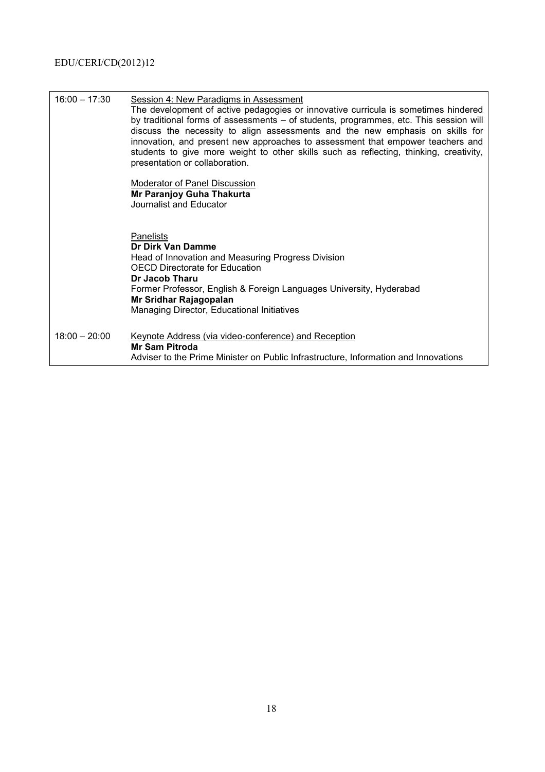| | |
|---|---|
| 16:00 – 17:30 | Session 4: New Paradigms in Assessment<br>The development of active pedagogies or innovative curricula is sometimes hindered by traditional forms of assessments – of students, programmes, etc. This session will discuss the necessity to align assessments and the new emphasis on skills for innovation, and present new approaches to assessment that empower teachers and students to give more weight to other skills such as reflecting, thinking, creativity, presentation or collaboration.<br><br>Moderator of Panel Discussion<br>**Mr Paranjoy Guha Thakurta**<br>Journalist and Educator<br><br>Panelists<br>**Dr Dirk Van Damme**<br>Head of Innovation and Measuring Progress Division<br>OECD Directorate for Education<br>**Dr Jacob Tharu**<br>Former Professor, English & Foreign Languages University, Hyderabad<br>**Mr Sridhar Rajagopalan**<br>Managing Director, Educational Initiatives |
| 18:00 – 20:00 | Keynote Address (via video-conference) and Reception<br>**Mr Sam Pitroda**<br>Adviser to the Prime Minister on Public Infrastructure, Information and Innovations |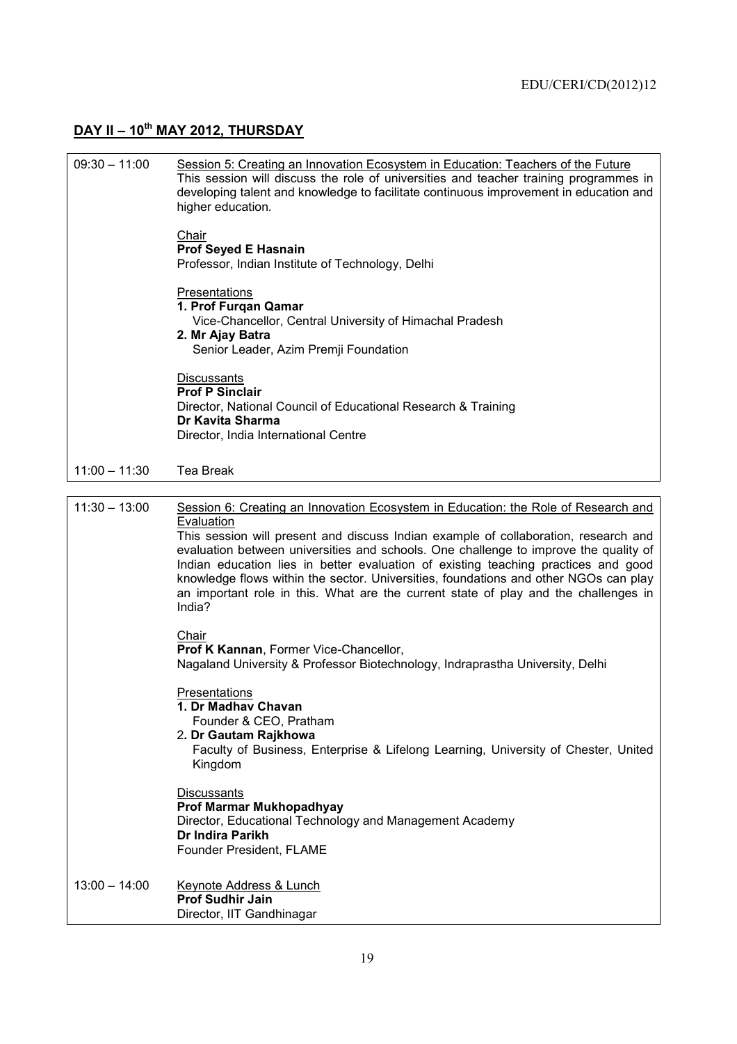## DAY II – 10th MAY 2012, THURSDAY

| | |
|---|---|
| 09:30 – 11:00 | Session 5: Creating an Innovation Ecosystem in Education: Teachers of the Future<br>This session will discuss the role of universities and teacher training programmes in developing talent and knowledge to facilitate continuous improvement in education and higher education.<br><br>Chair<br>**Prof Seyed E Hasnain**<br>Professor, Indian Institute of Technology, Delhi<br><br>Presentations<br>**1. Prof Furqan Qamar**<br>Vice-Chancellor, Central University of Himachal Pradesh<br>**2. Mr Ajay Batra**<br>Senior Leader, Azim Premji Foundation<br><br>Discussants<br>**Prof P Sinclair**<br>Director, National Council of Educational Research & Training<br>**Dr Kavita Sharma**<br>Director, India International Centre |
| 11:00 – 11:30 | Tea Break |

| | |
|---|---|
| 11:30 – 13:00 | Session 6: Creating an Innovation Ecosystem in Education: the Role of Research and Evaluation<br>This session will present and discuss Indian example of collaboration, research and evaluation between universities and schools. One challenge to improve the quality of Indian education lies in better evaluation of existing teaching practices and good knowledge flows within the sector. Universities, foundations and other NGOs can play an important role in this. What are the current state of play and the challenges in India?<br><br>Chair<br>**Prof K Kannan**, Former Vice-Chancellor,<br>Nagaland University & Professor Biotechnology, Indraprastha University, Delhi<br><br>Presentations<br>**1. Dr Madhav Chavan**<br>Founder & CEO, Pratham<br>2**. Dr Gautam Rajkhowa**<br>Faculty of Business, Enterprise & Lifelong Learning, University of Chester, United Kingdom<br><br>Discussants<br>**Prof Marmar Mukhopadhyay**<br>Director, Educational Technology and Management Academy<br>**Dr Indira Parikh**<br>Founder President, FLAME |
| 13:00 – 14:00 | Keynote Address & Lunch<br>**Prof Sudhir Jain**<br>Director, IIT Gandhinagar |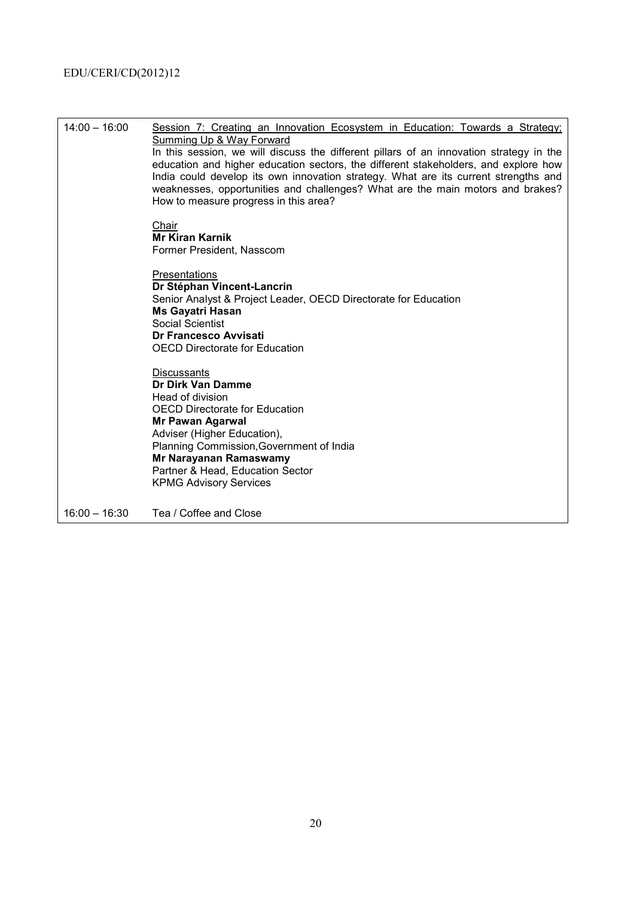| | |
|---|---|
| 14:00 – 16:00 | <u>Session 7: Creating an Innovation Ecosystem in Education: Towards a Strategy; Summing Up & Way Forward</u><br>In this session, we will discuss the different pillars of an innovation strategy in the education and higher education sectors, the different stakeholders, and explore how India could develop its own innovation strategy. What are its current strengths and weaknesses, opportunities and challenges? What are the main motors and brakes? How to measure progress in this area?<br><br><u>Chair</u><br>**Mr Kiran Karnik**<br>Former President, Nasscom<br><br><u>Presentations</u><br>**Dr Stéphan Vincent-Lancrin**<br>Senior Analyst & Project Leader, OECD Directorate for Education<br>**Ms Gayatri Hasan**<br>Social Scientist<br>**Dr Francesco Avvisati**<br>OECD Directorate for Education<br><br><u>Discussants</u><br>**Dr Dirk Van Damme**<br>Head of division<br>OECD Directorate for Education<br>**Mr Pawan Agarwal**<br>Adviser (Higher Education),<br>Planning Commission,Government of India<br>**Mr Narayanan Ramaswamy**<br>Partner & Head, Education Sector<br>KPMG Advisory Services |
| 16:00 – 16:30 | Tea / Coffee and Close |